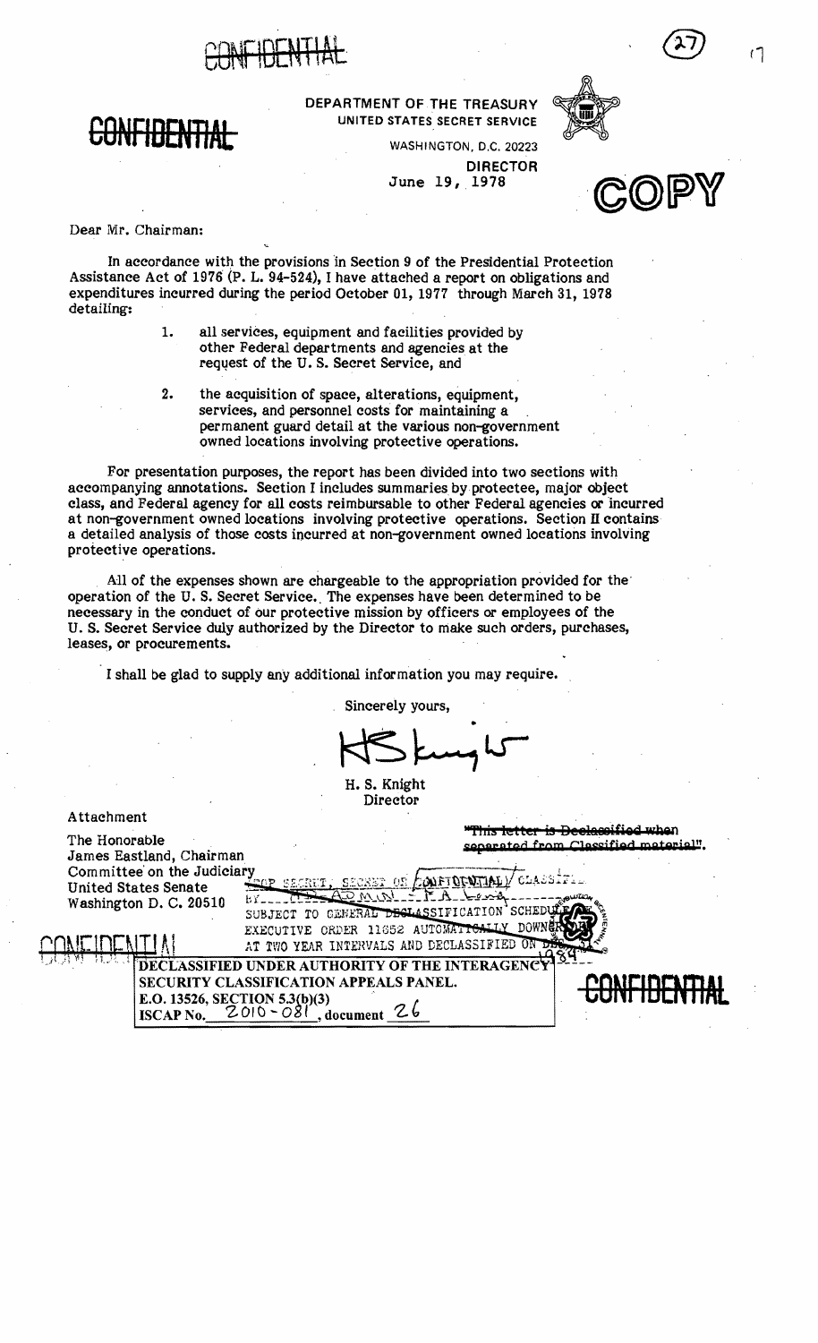CONFIDENTIAL

CONFIDENTIAL

DEPARTMENT OF THE TREASURY
UNITED STATES SECRET SERVICE

WASHINGTON, D.C. 20223

DIRECTOR

June 19, 1978

COPY

Dear Mr. Chairman:

In accordance with the provisions in Section 9 of the Presidential Protection Assistance Act of 1976 (P. L. 94-524), I have attached a report on obligations and expenditures incurred during the period October 01, 1977 through March 31, 1978 detailing:

1. all services, equipment and facilities provided by other Federal departments and agencies at the request of the U. S. Secret Service, and

2. the acquisition of space, alterations, equipment, services, and personnel costs for maintaining a permanent guard detail at the various non-government owned locations involving protective operations.

For presentation purposes, the report has been divided into two sections with accompanying annotations. Section I includes summaries by protectee, major object class, and Federal agency for all costs reimbursable to other Federal agencies or incurred at non-government owned locations involving protective operations. Section II contains a detailed analysis of those costs incurred at non-government owned locations involving protective operations.

All of the expenses shown are chargeable to the appropriation provided for the operation of the U. S. Secret Service. The expenses have been determined to be necessary in the conduct of our protective mission by officers or employees of the U. S. Secret Service duly authorized by the Director to make such orders, purchases, leases, or procurements.

I shall be glad to supply any additional information you may require.

Sincerely yours,

H. S. Knight
Director

Attachment

The Honorable
James Eastland, Chairman
Committee on the Judiciary
United States Senate
Washington D. C. 20510

~~"This letter is Declassified when separated from Classified material".~~

~~TOP SECRET, SECRET OR~~ CONFIDENTIAL CLASSIFIED BY ... ADMIN ... F. A. ...
SUBJECT TO GENERAL DECLASSIFICATION SCHEDULE OF EXECUTIVE ORDER 11652 AUTOMATICALLY DOWNGRADED AT TWO YEAR INTERVALS AND DECLASSIFIED ON DEC. 31, 1984

CONFIDENTIAL

DECLASSIFIED UNDER AUTHORITY OF THE INTERAGENCY SECURITY CLASSIFICATION APPEALS PANEL.
E.O. 13526, SECTION 5.3(b)(3)
ISCAP No. 2010-081, document 26

CONFIDENTIAL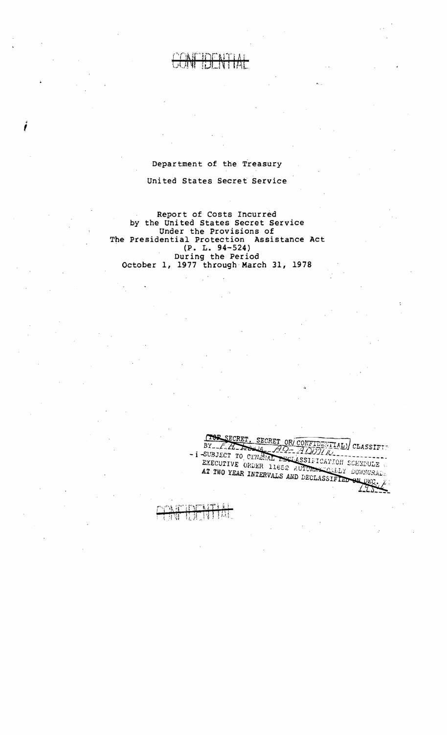CONFIDENTIAL

Department of the Treasury

United States Secret Service

Report of Costs Incurred
by the United States Secret Service
Under the Provisions of
The Presidential Protection Assistance Act
(P. L. 94-524)
During the Period
October 1, 1977 through March 31, 1978

(TOP SECRET, SECRET OR/ CONFIDENTIAL) CLASSIFIED
BY AD-ADMIN
- i -SUBJECT TO GENERAL DECLASSIFICATION SCHEDULE OF
EXECUTIVE ORDER 11652 AUTOMATICALLY DOWNGRADED
AT TWO YEAR INTERVALS AND DECLASSIFIED ON DEC. 31

CONFIDENTIAL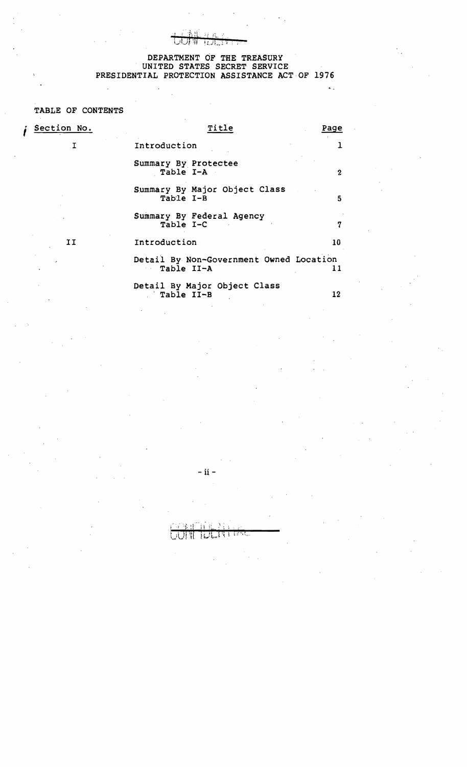CONFIDENTIAL

DEPARTMENT OF THE TREASURY
UNITED STATES SECRET SERVICE
PRESIDENTIAL PROTECTION ASSISTANCE ACT OF 1976

TABLE OF CONTENTS

| Section No. | Title | Page |
|---|---|---|
| I | Introduction | 1 |
| | Summary By Protectee<br>Table I-A | 2 |
| | Summary By Major Object Class<br>Table I-B | 5 |
| | Summary By Federal Agency<br>Table I-C | 7 |
| II | Introduction | 10 |
| | Detail By Non-Government Owned Location<br>Table II-A | 11 |
| | Detail By Major Object Class<br>Table II-B | 12 |

CONFIDENTIAL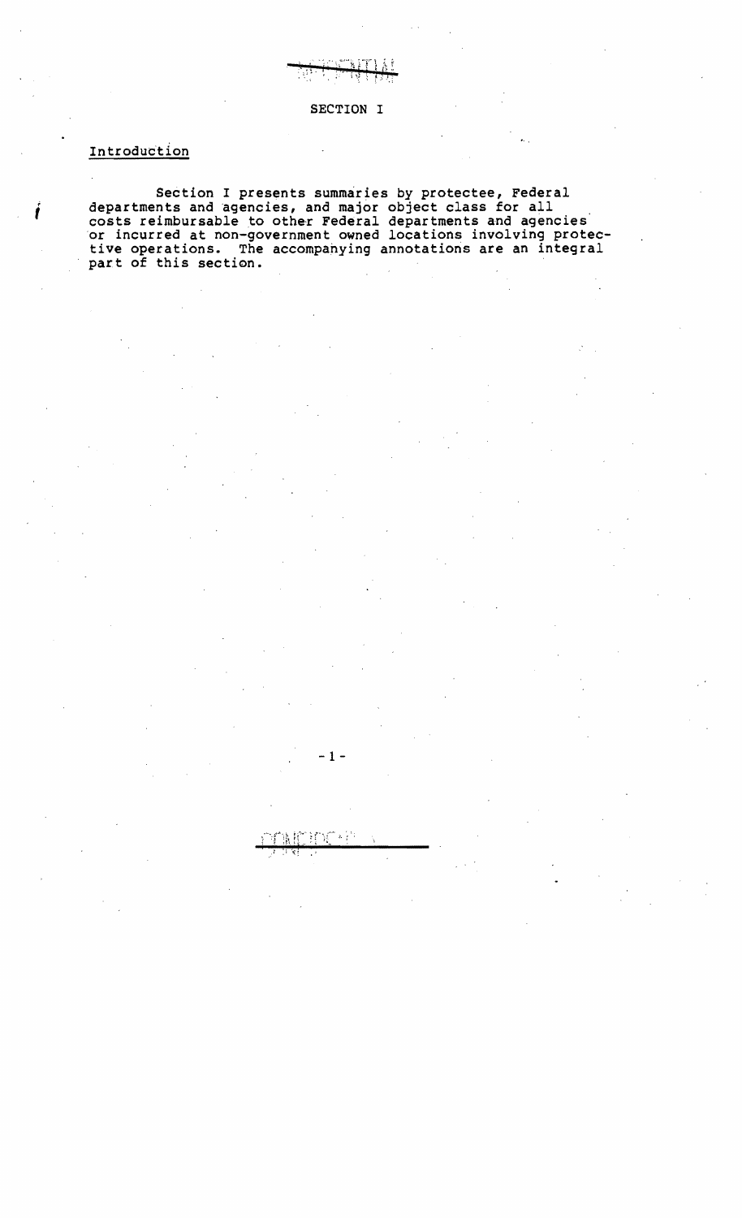## SECTION I

### Introduction

Section I presents summaries by protectee, Federal departments and agencies, and major object class for all costs reimbursable to other Federal departments and agencies or incurred at non-government owned locations involving protective operations. The accompanying annotations are an integral part of this section.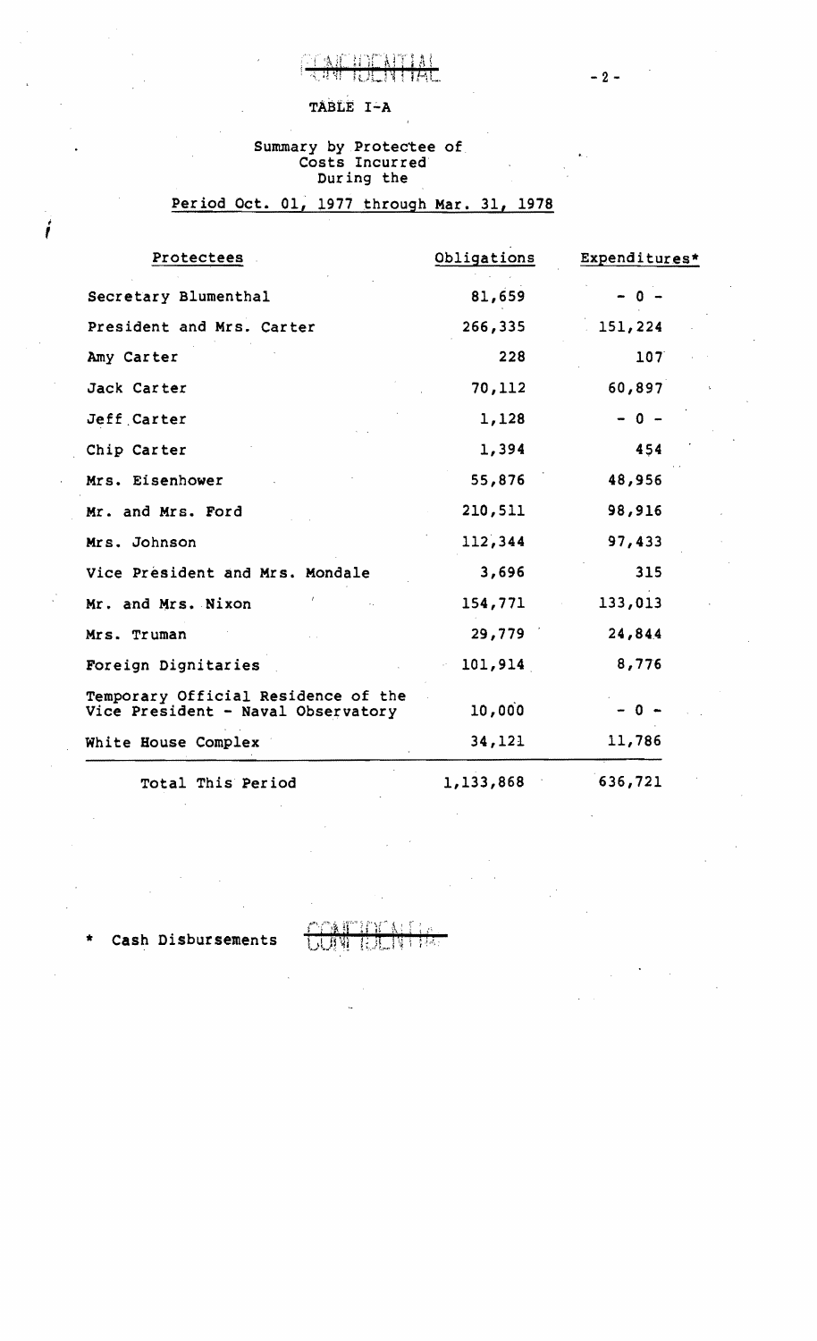CONFIDENTIAL

## TABLE I-A

### Summary by Protectee of Costs Incurred During the

### Period Oct. 01, 1977 through Mar. 31, 1978

| Protectees | Obligations | Expenditures* |
|---|---|---|
| Secretary Blumenthal | 81,659 | - 0 - |
| President and Mrs. Carter | 266,335 | 151,224 |
| Amy Carter | 228 | 107 |
| Jack Carter | 70,112 | 60,897 |
| Jeff Carter | 1,128 | - 0 - |
| Chip Carter | 1,394 | 454 |
| Mrs. Eisenhower | 55,876 | 48,956 |
| Mr. and Mrs. Ford | 210,511 | 98,916 |
| Mrs. Johnson | 112,344 | 97,433 |
| Vice President and Mrs. Mondale | 3,696 | 315 |
| Mr. and Mrs. Nixon | 154,771 | 133,013 |
| Mrs. Truman | 29,779 | 24,844 |
| Foreign Dignitaries | 101,914 | 8,776 |
| Temporary Official Residence of the Vice President - Naval Observatory | 10,000 | - 0 - |
| White House Complex | 34,121 | 11,786 |
| Total This Period | 1,133,868 | 636,721 |

* Cash Disbursements

CONFIDENTIAL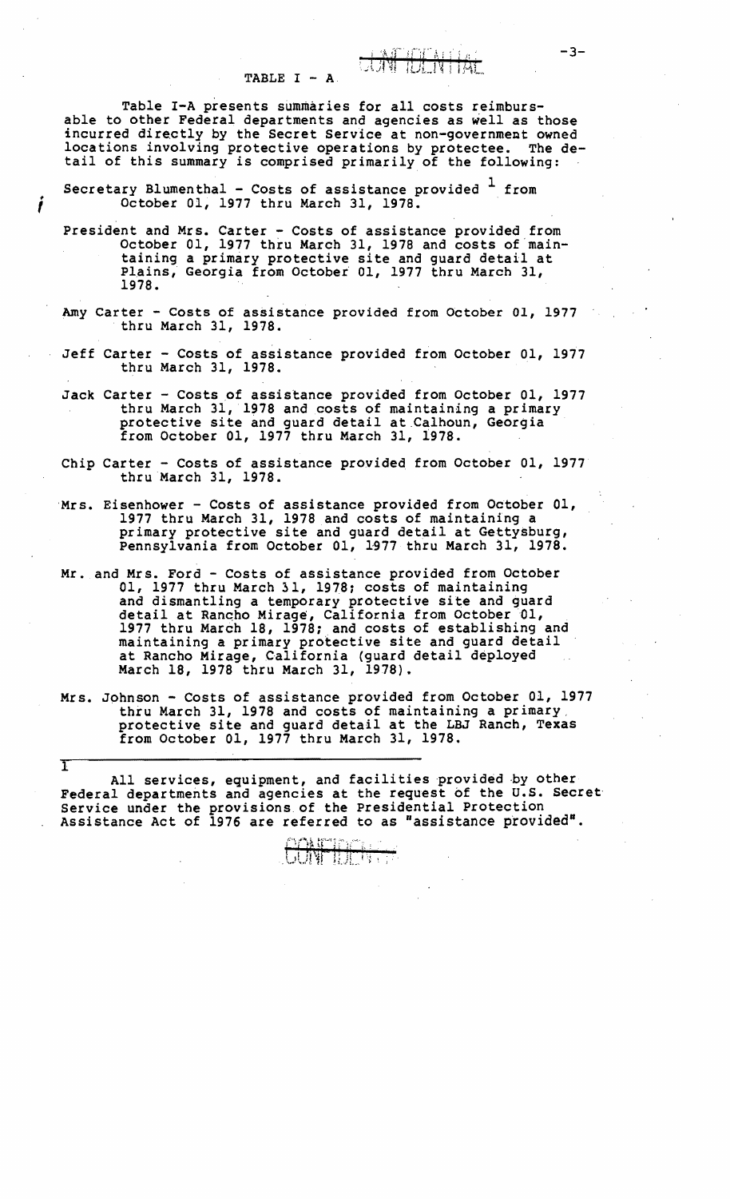## TABLE I - A

Table I-A presents summaries for all costs reimbursable to other Federal departments and agencies as well as those incurred directly by the Secret Service at non-government owned locations involving protective operations by protectee. The detail of this summary is comprised primarily of the following:

Secretary Blumenthal - Costs of assistance provided [1] from October 01, 1977 thru March 31, 1978.

President and Mrs. Carter - Costs of assistance provided from October 01, 1977 thru March 31, 1978 and costs of maintaining a primary protective site and guard detail at Plains, Georgia from October 01, 1977 thru March 31, 1978.

Amy Carter - Costs of assistance provided from October 01, 1977 thru March 31, 1978.

Jeff Carter - Costs of assistance provided from October 01, 1977 thru March 31, 1978.

Jack Carter - Costs of assistance provided from October 01, 1977 thru March 31, 1978 and costs of maintaining a primary protective site and guard detail at Calhoun, Georgia from October 01, 1977 thru March 31, 1978.

Chip Carter - Costs of assistance provided from October 01, 1977 thru March 31, 1978.

Mrs. Eisenhower - Costs of assistance provided from October 01, 1977 thru March 31, 1978 and costs of maintaining a primary protective site and guard detail at Gettysburg, Pennsylvania from October 01, 1977 thru March 31, 1978.

Mr. and Mrs. Ford - Costs of assistance provided from October 01, 1977 thru March 31, 1978; costs of maintaining and dismantling a temporary protective site and guard detail at Rancho Mirage, California from October 01, 1977 thru March 18, 1978; and costs of establishing and maintaining a primary protective site and guard detail at Rancho Mirage, California (guard detail deployed March 18, 1978 thru March 31, 1978).

Mrs. Johnson - Costs of assistance provided from October 01, 1977 thru March 31, 1978 and costs of maintaining a primary protective site and guard detail at the LBJ Ranch, Texas from October 01, 1977 thru March 31, 1978.

---

[1] All services, equipment, and facilities provided by other Federal departments and agencies at the request of the U.S. Secret Service under the provisions of the Presidential Protection Assistance Act of 1976 are referred to as "assistance provided".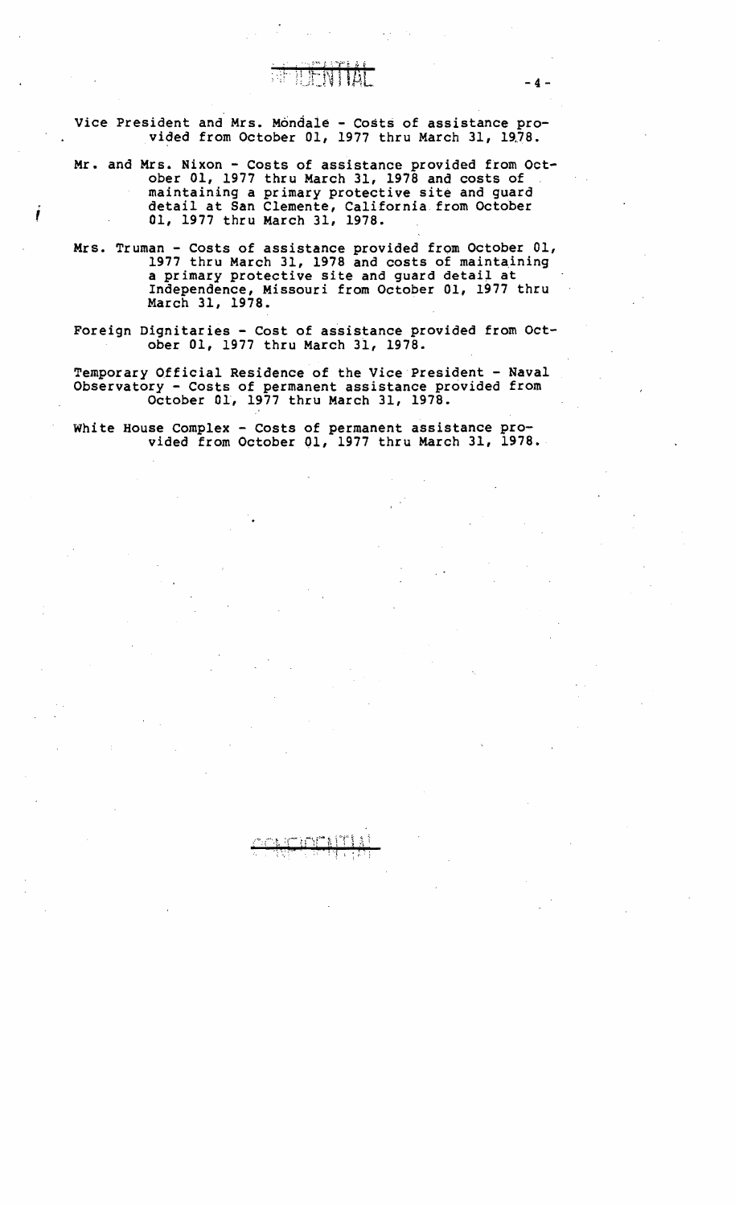Vice President and Mrs. Mondale - Costs of assistance provided from October 01, 1977 thru March 31, 1978.

Mr. and Mrs. Nixon - Costs of assistance provided from October 01, 1977 thru March 31, 1978 and costs of maintaining a primary protective site and guard detail at San Clemente, California from October 01, 1977 thru March 31, 1978.

Mrs. Truman - Costs of assistance provided from October 01, 1977 thru March 31, 1978 and costs of maintaining a primary protective site and guard detail at Independence, Missouri from October 01, 1977 thru March 31, 1978.

Foreign Dignitaries - Cost of assistance provided from October 01, 1977 thru March 31, 1978.

Temporary Official Residence of the Vice President - Naval Observatory - Costs of permanent assistance provided from October 01, 1977 thru March 31, 1978.

White House Complex - Costs of permanent assistance provided from October 01, 1977 thru March 31, 1978.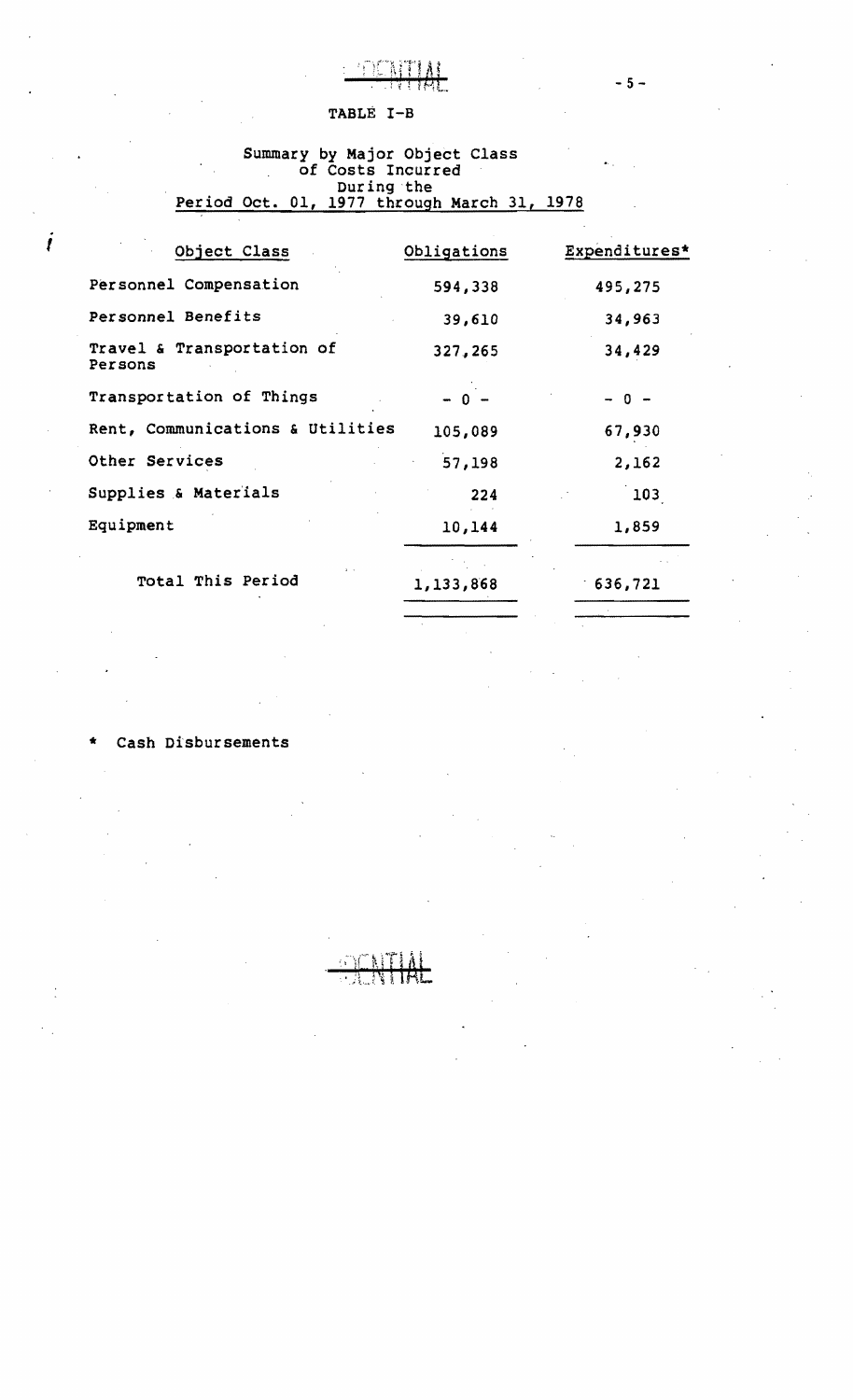## TABLE I-B

Summary by Major Object Class
of Costs Incurred
During the
Period Oct. 01, 1977 through March 31, 1978

| Object Class | Obligations | Expenditures* |
|---|---|---|
| Personnel Compensation | 594,338 | 495,275 |
| Personnel Benefits | 39,610 | 34,963 |
| Travel & Transportation of Persons | 327,265 | 34,429 |
| Transportation of Things | - 0 - | - 0 - |
| Rent, Communications & Utilities | 105,089 | 67,930 |
| Other Services | 57,198 | 2,162 |
| Supplies & Materials | 224 | 103 |
| Equipment | 10,144 | 1,859 |
| Total This Period | 1,133,868 | 636,721 |

\* Cash Disbursements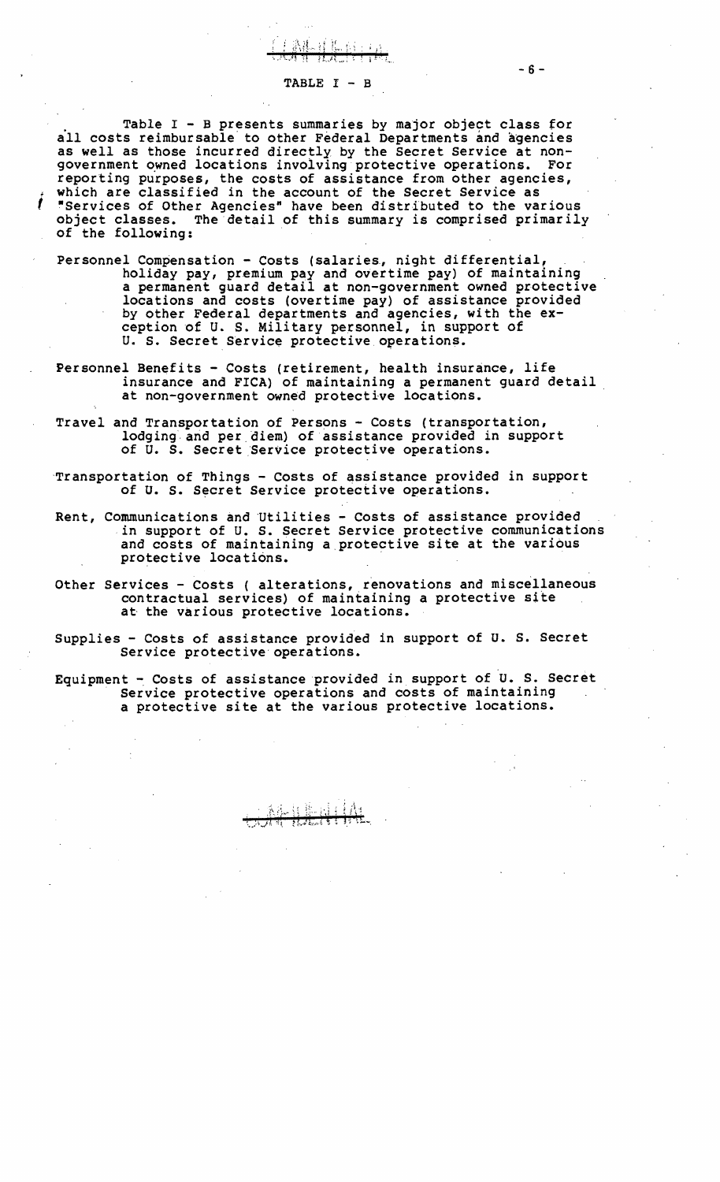## TABLE I - B

Table I - B presents summaries by major object class for all costs reimbursable to other Federal Departments and agencies as well as those incurred directly by the Secret Service at non-government owned locations involving protective operations. For reporting purposes, the costs of assistance from other agencies, which are classified in the account of the Secret Service as "Services of Other Agencies" have been distributed to the various object classes. The detail of this summary is comprised primarily of the following:

Personnel Compensation - Costs (salaries, night differential, holiday pay, premium pay and overtime pay) of maintaining a permanent guard detail at non-government owned protective locations and costs (overtime pay) of assistance provided by other Federal departments and agencies, with the exception of U. S. Military personnel, in support of U. S. Secret Service protective operations.

Personnel Benefits - Costs (retirement, health insurance, life insurance and FICA) of maintaining a permanent guard detail at non-government owned protective locations.

Travel and Transportation of Persons - Costs (transportation, lodging and per diem) of assistance provided in support of U. S. Secret Service protective operations.

Transportation of Things - Costs of assistance provided in support of U. S. Secret Service protective operations.

Rent, Communications and Utilities - Costs of assistance provided in support of U. S. Secret Service protective communications and costs of maintaining a protective site at the various protective locations.

Other Services - Costs ( alterations, renovations and miscellaneous contractual services) of maintaining a protective site at the various protective locations.

Supplies - Costs of assistance provided in support of U. S. Secret Service protective operations.

Equipment - Costs of assistance provided in support of U. S. Secret Service protective operations and costs of maintaining a protective site at the various protective locations.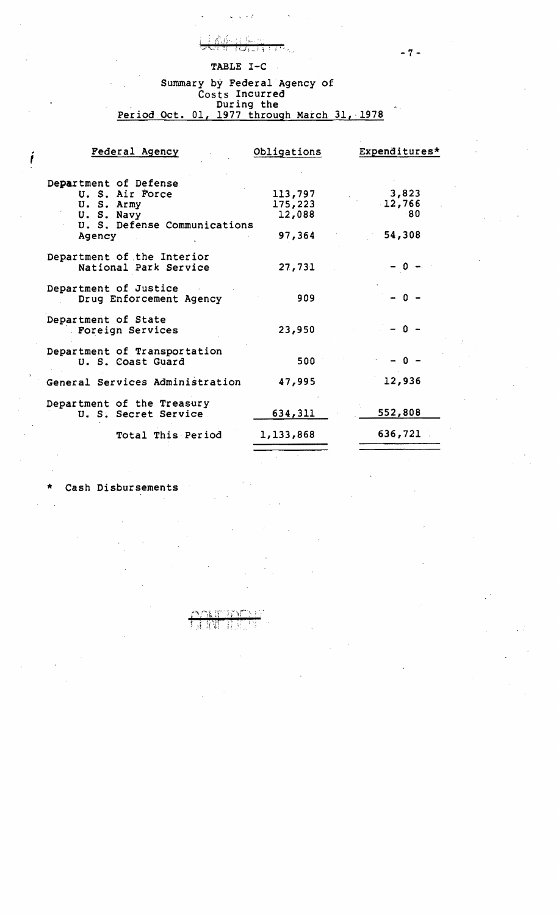## TABLE I-C

### Summary by Federal Agency of Costs Incurred During the Period Oct. 01, 1977 through March 31, 1978

| Federal Agency | Obligations | Expenditures* |
|---|---|---|
| Department of Defense | | |
| U. S. Air Force | 113,797 | 3,823 |
| U. S. Army | 175,223 | 12,766 |
| U. S. Navy | 12,088 | 80 |
| U. S. Defense Communications Agency | 97,364 | 54,308 |
| Department of the Interior | | |
| National Park Service | 27,731 | - 0 - |
| Department of Justice | | |
| Drug Enforcement Agency | 909 | - 0 - |
| Department of State | | |
| Foreign Services | 23,950 | - 0 - |
| Department of Transportation | | |
| U. S. Coast Guard | 500 | - 0 - |
| General Services Administration | 47,995 | 12,936 |
| Department of the Treasury | | |
| U. S. Secret Service | 634,311 | 552,808 |
| Total This Period | 1,133,868 | 636,721 |

\* Cash Disbursements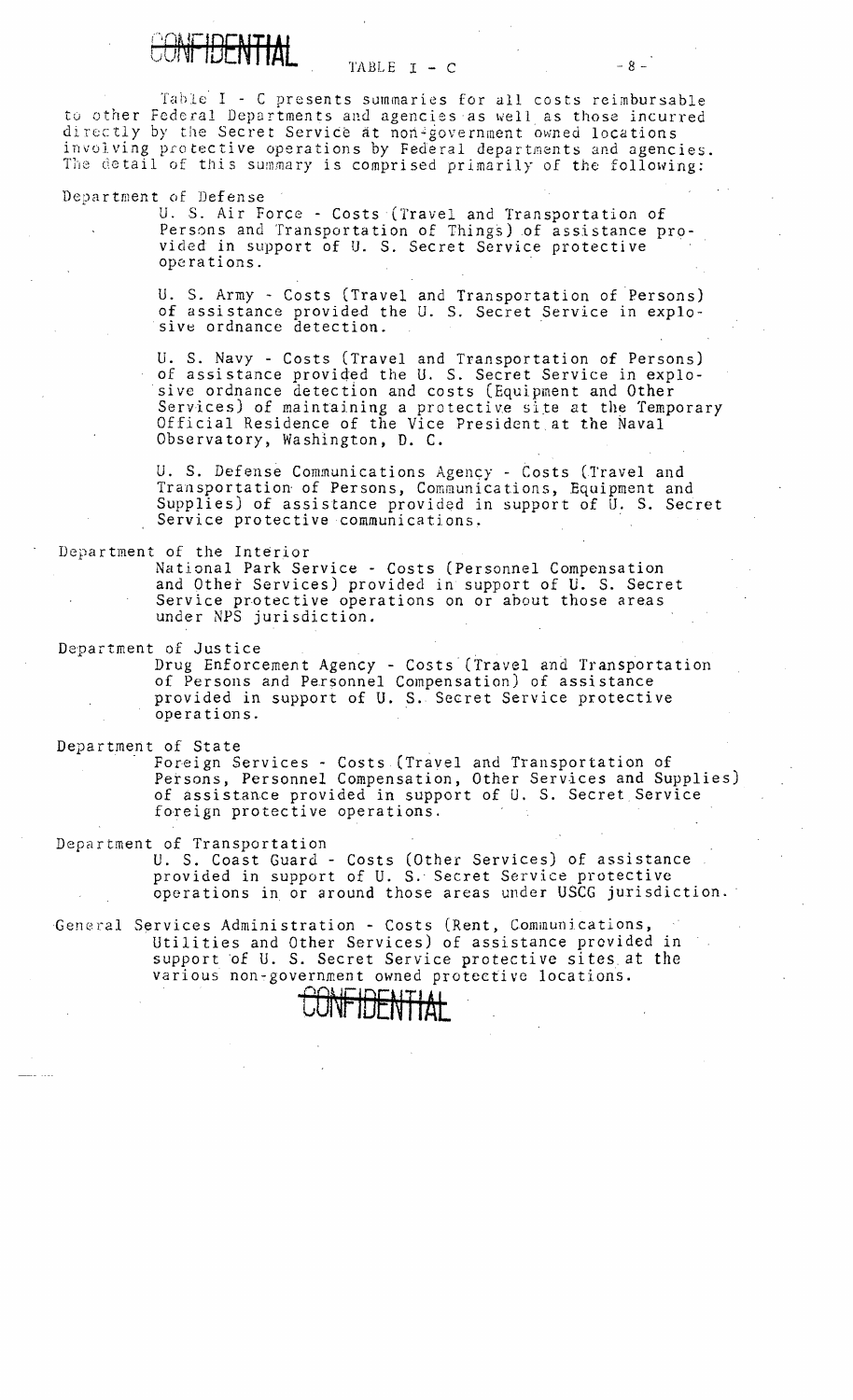CONFIDENTIAL

TABLE I - C

Table I - C presents summaries for all costs reimbursable to other Federal Departments and agencies as well as those incurred directly by the Secret Service at non-government owned locations involving protective operations by Federal departments and agencies. The detail of this summary is comprised primarily of the following:

Department of Defense

U. S. Air Force - Costs (Travel and Transportation of Persons and Transportation of Things) of assistance provided in support of U. S. Secret Service protective operations.

U. S. Army - Costs (Travel and Transportation of Persons) of assistance provided the U. S. Secret Service in explosive ordnance detection.

U. S. Navy - Costs (Travel and Transportation of Persons) of assistance provided the U. S. Secret Service in explosive ordnance detection and costs (Equipment and Other Services) of maintaining a protective site at the Temporary Official Residence of the Vice President at the Naval Observatory, Washington, D. C.

U. S. Defense Communications Agency - Costs (Travel and Transportation of Persons, Communications, Equipment and Supplies) of assistance provided in support of U. S. Secret Service protective communications.

Department of the Interior

National Park Service - Costs (Personnel Compensation and Other Services) provided in support of U. S. Secret Service protective operations on or about those areas under NPS jurisdiction.

Department of Justice

Drug Enforcement Agency - Costs (Travel and Transportation of Persons and Personnel Compensation) of assistance provided in support of U. S. Secret Service protective operations.

Department of State

Foreign Services - Costs (Travel and Transportation of Persons, Personnel Compensation, Other Services and Supplies) of assistance provided in support of U. S. Secret Service foreign protective operations.

Department of Transportation

U. S. Coast Guard - Costs (Other Services) of assistance provided in support of U. S. Secret Service protective operations in or around those areas under USCG jurisdiction.

General Services Administration - Costs (Rent, Communications, Utilities and Other Services) of assistance provided in support of U. S. Secret Service protective sites at the various non-government owned protective locations.

CONFIDENTIAL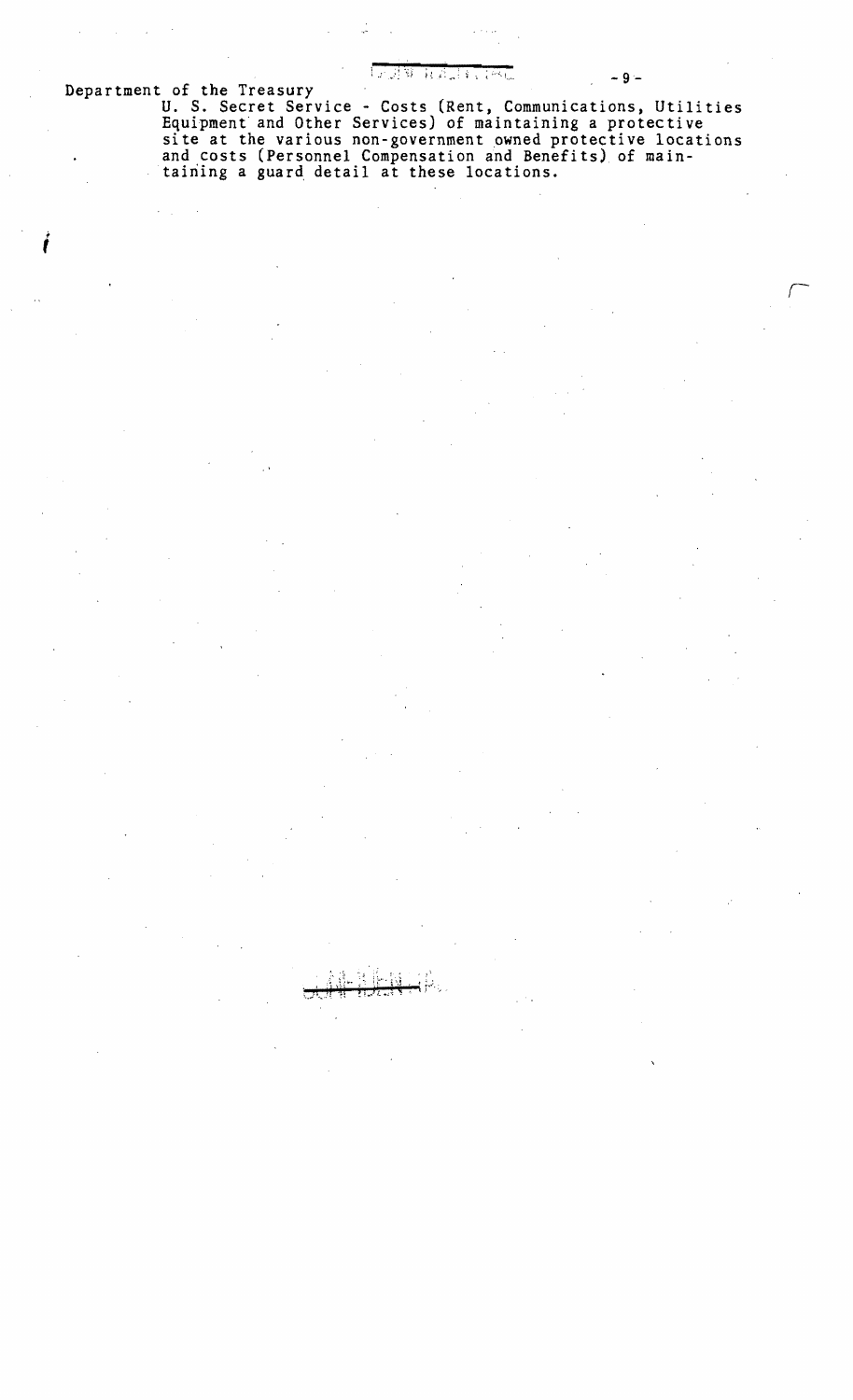Department of the Treasury

U. S. Secret Service - Costs (Rent, Communications, Utilities Equipment and Other Services) of maintaining a protective site at the various non-government owned protective locations and costs (Personnel Compensation and Benefits) of maintaining a guard detail at these locations.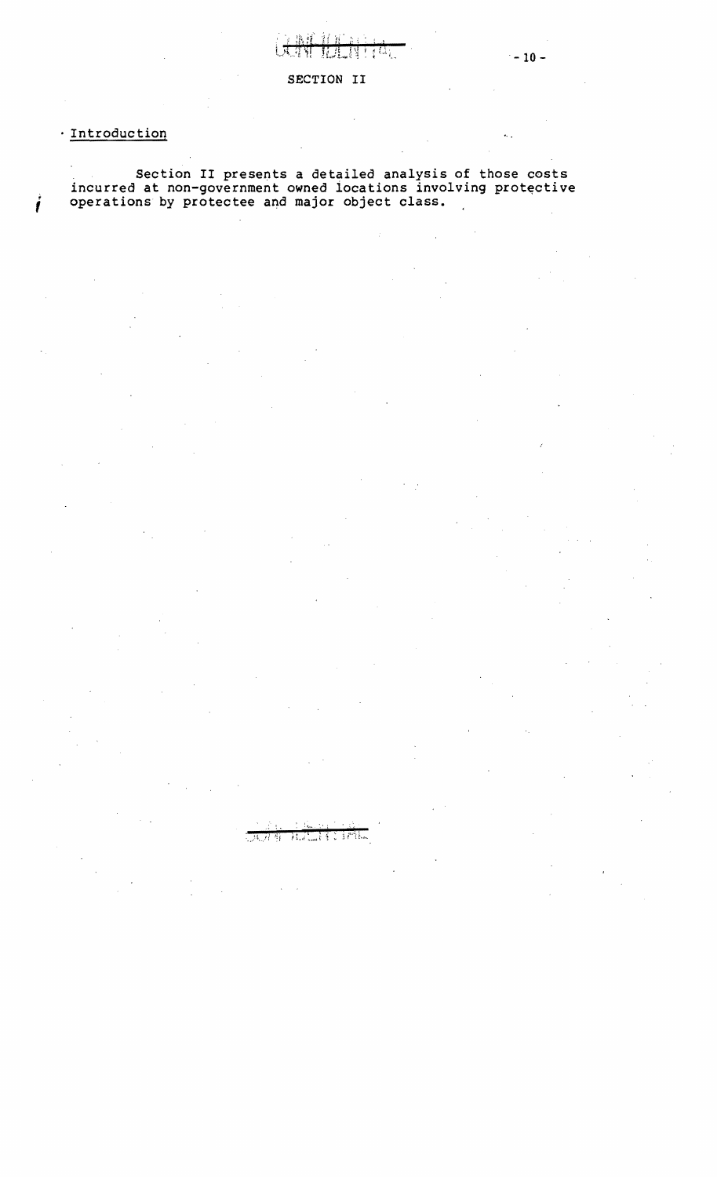## SECTION II

### Introduction

Section II presents a detailed analysis of those costs incurred at non-government owned locations involving protective operations by protectee and major object class.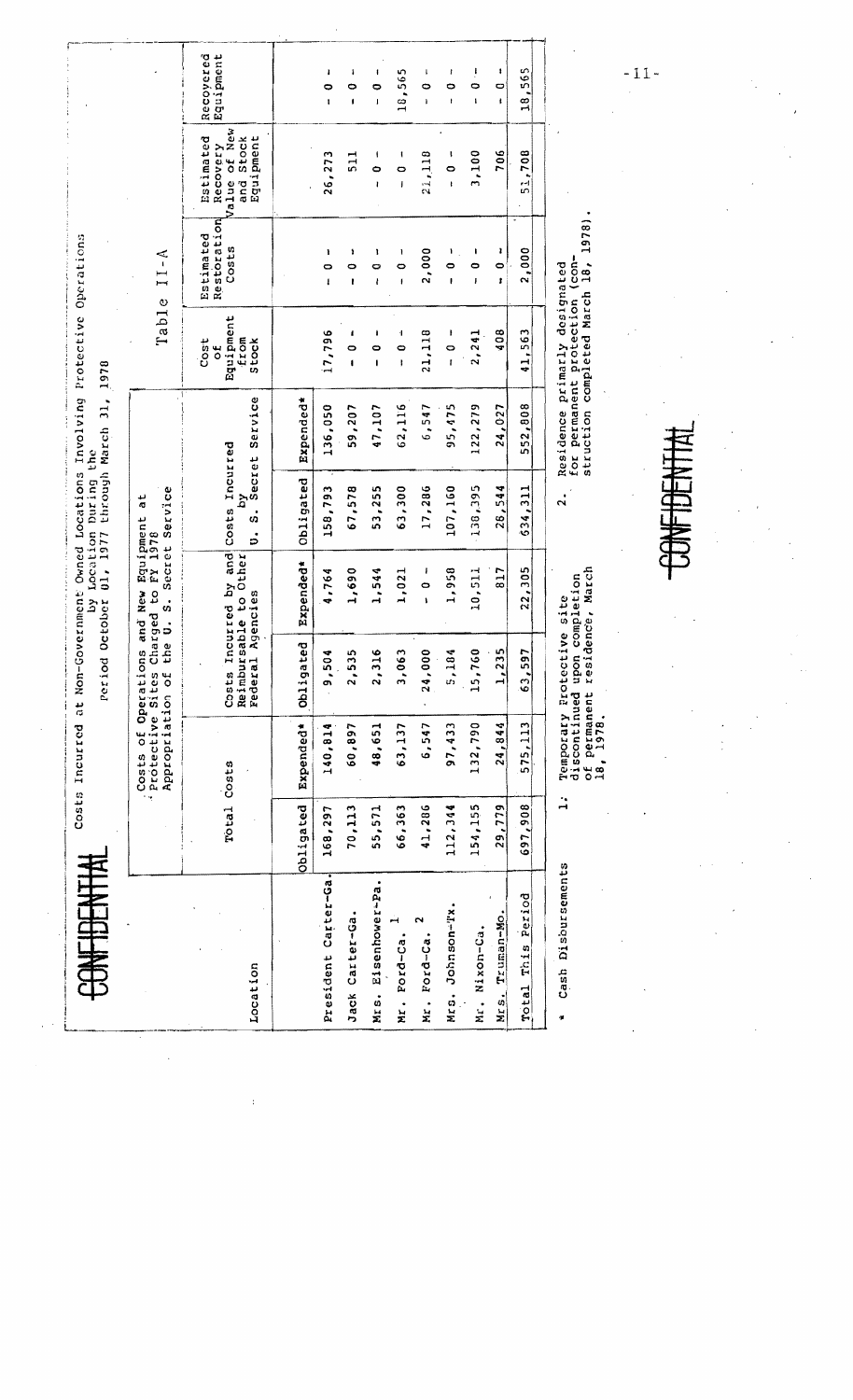CONFIDENTIAL

Costs Incurred at Non-Government Owned Locations Involving Protective Operations by Location During the Period October 01, 1977 through March 31, 1978

Table II-A

| Location | Total Costs | | Costs of Operations and New Equipment at Protective Sites Charged to FY 1978 Appropriation of the U. S. Secret Service | | | | Cost of Equipment from Stock | Estimated Restoration Costs | Estimated Recovery Value of New and Stock Equipment | Recovered Equipment |
|---|---|---|---|---|---|---|---|---|---|---|
| | | | Costs Incurred by and Reimbursable to Other Federal Agencies | | Costs Incurred by U. S. Secret Service | | | | | |
| | Obligated | Expended* | Obligated | Expended* | Obligated | Expended* | | | | |
| President Carter-Ga. | 168,297 | 140,814 | 9,504 | 4,764 | 158,793 | 136,050 | 17,796 | - 0 - | 26,273 | - 0 - |
| Jack Carter-Ga. | 70,113 | 60,897 | 2,535 | 1,690 | 67,578 | 59,207 | - 0 - | - 0 - | 511 | - 0 - |
| Mrs. Eisenhower-Pa. | 55,571 | 48,651 | 2,316 | 1,544 | 53,255 | 47,107 | - 0 - | - 0 - | - 0 - | - 0 - |
| Mr. Ford-Ca. 1 | 66,363 | 63,137 | 3,063 | 1,021 | 63,300 | 62,116 | - 0 - | - 0 - | - 0 - | 18,565 |
| Mr. Ford-Ca. 2 | 41,286 | 6,547 | 24,000 | - 0 - | 17,286 | 6,547 | 21,118 | 2,000 | 21,118 | - 0 - |
| Mrs. Johnson-Tx. | 112,344 | 97,433 | 5,184 | 1,958 | 107,160 | 95,475 | - 0 - | - 0 - | - 0 - | - 0 - |
| Mr. Nixon-Ca. | 154,155 | 132,790 | 15,760 | 10,511 | 138,395 | 122,279 | 2,241 | - 0 - | 3,100 | - 0 - |
| Mrs. Truman-Mo. | 29,779 | 24,844 | 1,235 | 817 | 28,544 | 24,027 | 408 | - 0 - | 706 | - 0 - |
| Total This Period | 697,908 | 575,113 | 63,597 | 22,305 | 634,311 | 552,808 | 41,563 | 2,000 | 51,708 | 18,565 |

\* Cash Disbursements

1. Temporary Protective site discontinued upon completion of permanent residence, March 18, 1978.

2. Residence primarily designated for permanent protection (construction completed March 18, 1978).

CONFIDENTIAL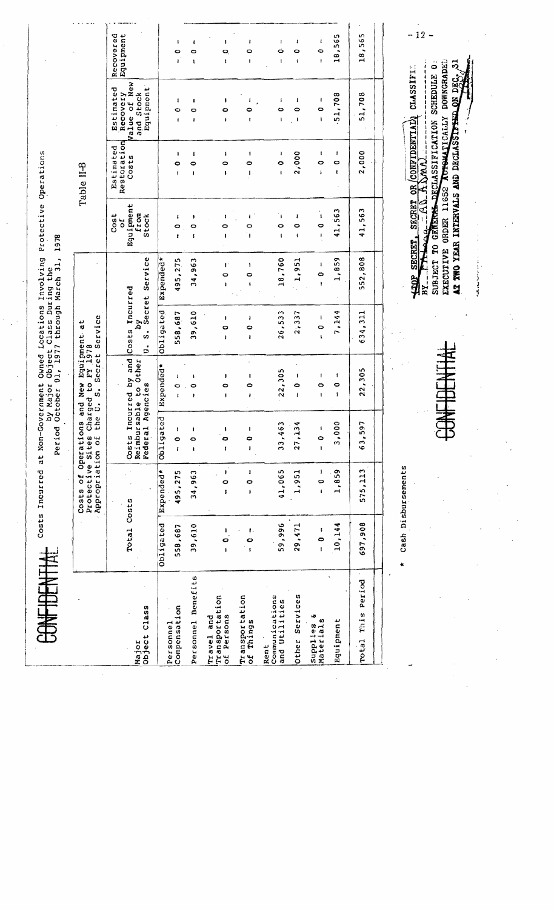CONFIDENTIAL

Costs Incurred at Non-Government Owned Locations Involving Protective Operations by Major Object Class During the Period October 01, 1977 through March 31, 1978

Table II-B

| Major Object Class | Costs of Operations and New Equipment at Protective Sites Charged to FY 1978 Appropriation of the U. S. Secret Service | | | | | | Cost of Equipment from Stock | Estimated Restoration Costs | Estimated Recovery Value of New and Stock Equipment | Recovered Equipment |
|---|---|---|---|---|---|---|---|---|---|---|
| | Total Costs | | Costs Incurred by and Reimbursable to Other Federal Agencies | | Costs Incurred by U. S. Secret Service | | | | | |
| | Obligated | Expended* | Obligated | Expended* | Obligated | Expended* | | | | |
| Personnel Compensation | 558,687 | 495,275 | - 0 - | - 0 - | 558,687 | 495,275 | - 0 - | - 0 - | - 0 - | - 0 - |
| Personnel Benefits | 39,610 | 34,963 | - 0 - | - 0 - | 39,610 | 34,963 | - 0 - | - 0 - | - 0 - | - 0 - |
| Travel and Transportation of Persons | - 0 - | - 0 - | - 0 - | - 0 - | - 0 - | - 0 - | - 0 - | - 0 - | - 0 - | - 0 - |
| Transportation of Things | - 0 - | - 0 - | - 0 - | - 0 - | - 0 - | - 0 - | - 0 - | - 0 - | - 0 - | - 0 - |
| Rent Communications and Utilities | 59,996 | 41,065 | 33,463 | 22,305 | 26,533 | 18,760 | - 0 - | - 0 - | - 0 - | - 0 - |
| Other Services | 29,471 | 1,951 | 27,134 | - 0 - | 2,337 | 1,951 | - 0 - | 2,000 | - 0 - | - 0 - |
| Supplies & Materials | - 0 - | - 0 - | - 0 - | - 0 - | - 0 - | - 0 - | - 0 - | - 0 - | - 0 - | - 0 - |
| Equipment | 10,144 | 1,859 | 3,000 | - 0 - | 7,144 | 1,859 | 41,563 | - 0 - | 51,708 | 18,565 |
| Total This Period | 697,908 | 575,113 | 63,597 | 22,305 | 634,311 | 552,808 | 41,563 | 2,000 | 51,708 | 18,565 |

\* Cash Disbursements

CONFIDENTIAL

~~TOP SECRET~~, SECRET OR CONFIDENTIAL CLASSIFIED BY ____
SUBJECT TO GENERAL DECLASSIFICATION SCHEDULE OF EXECUTIVE ORDER 11652 AUTOMATICALLY DOWNGRADED AT TWO YEAR INTERVALS AND DECLASSIFIED ON DEC. 31